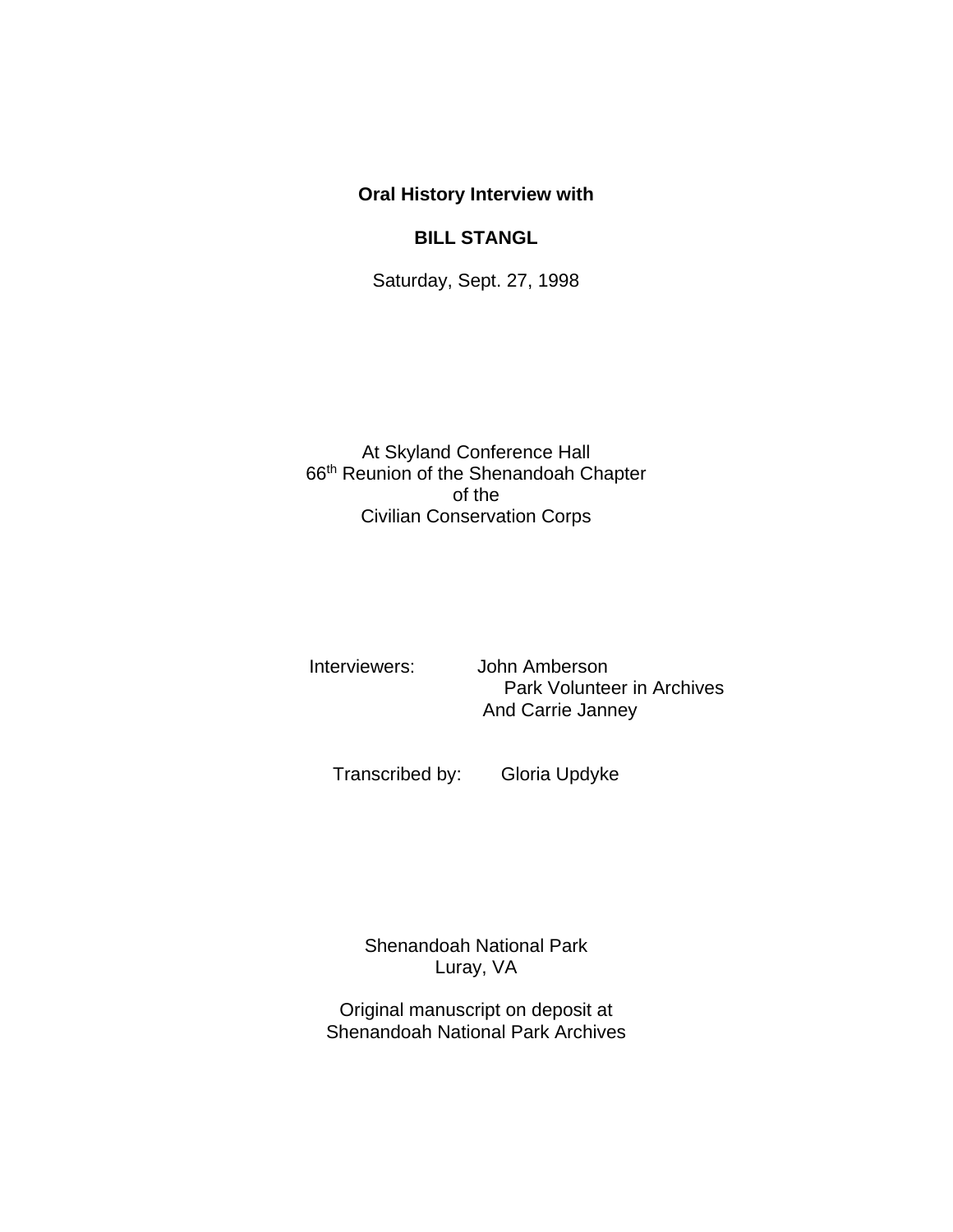**Oral History Interview with**

**BILL STANGL**

Saturday, Sept. 27, 1998

At Skyland Conference Hall
66th Reunion of the Shenandoah Chapter
of the
Civilian Conservation Corps

Interviewers: John Amberson
Park Volunteer in Archives
And Carrie Janney

Transcribed by: Gloria Updyke

Shenandoah National Park
Luray, VA

Original manuscript on deposit at
Shenandoah National Park Archives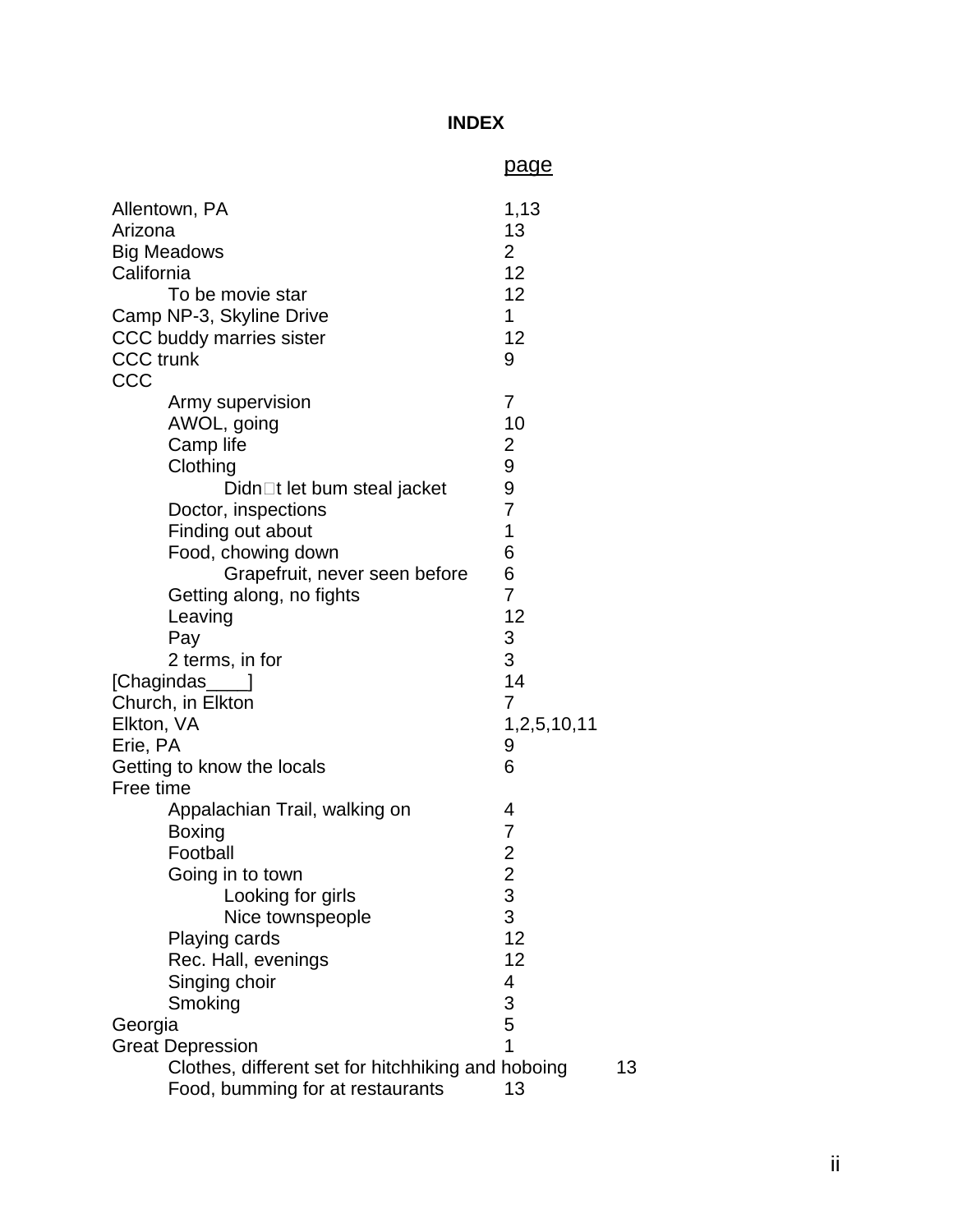# INDEX

| | page |
|---|---|
| Allentown, PA | 1,13 |
| Arizona | 13 |
| Big Meadows | 2 |
| California | 12 |
| &nbsp;&nbsp;&nbsp;&nbsp;To be movie star | 12 |
| Camp NP-3, Skyline Drive | 1 |
| CCC buddy marries sister | 12 |
| CCC trunk | 9 |
| CCC | |
| &nbsp;&nbsp;&nbsp;&nbsp;Army supervision | 7 |
| &nbsp;&nbsp;&nbsp;&nbsp;AWOL, going | 10 |
| &nbsp;&nbsp;&nbsp;&nbsp;Camp life | 2 |
| &nbsp;&nbsp;&nbsp;&nbsp;Clothing | 9 |
| &nbsp;&nbsp;&nbsp;&nbsp;&nbsp;&nbsp;&nbsp;&nbsp;Didn't let bum steal jacket | 9 |
| &nbsp;&nbsp;&nbsp;&nbsp;Doctor, inspections | 7 |
| &nbsp;&nbsp;&nbsp;&nbsp;Finding out about | 1 |
| &nbsp;&nbsp;&nbsp;&nbsp;Food, chowing down | 6 |
| &nbsp;&nbsp;&nbsp;&nbsp;&nbsp;&nbsp;&nbsp;&nbsp;Grapefruit, never seen before | 6 |
| &nbsp;&nbsp;&nbsp;&nbsp;Getting along, no fights | 7 |
| &nbsp;&nbsp;&nbsp;&nbsp;Leaving | 12 |
| &nbsp;&nbsp;&nbsp;&nbsp;Pay | 3 |
| &nbsp;&nbsp;&nbsp;&nbsp;2 terms, in for | 3 |
| [Chagindas____] | 14 |
| Church, in Elkton | 7 |
| Elkton, VA | 1,2,5,10,11 |
| Erie, PA | 9 |
| Getting to know the locals | 6 |
| Free time | |
| &nbsp;&nbsp;&nbsp;&nbsp;Appalachian Trail, walking on | 4 |
| &nbsp;&nbsp;&nbsp;&nbsp;Boxing | 7 |
| &nbsp;&nbsp;&nbsp;&nbsp;Football | 2 |
| &nbsp;&nbsp;&nbsp;&nbsp;Going in to town | 2 |
| &nbsp;&nbsp;&nbsp;&nbsp;&nbsp;&nbsp;&nbsp;&nbsp;Looking for girls | 3 |
| &nbsp;&nbsp;&nbsp;&nbsp;&nbsp;&nbsp;&nbsp;&nbsp;Nice townspeople | 3 |
| &nbsp;&nbsp;&nbsp;&nbsp;Playing cards | 12 |
| &nbsp;&nbsp;&nbsp;&nbsp;Rec. Hall, evenings | 12 |
| &nbsp;&nbsp;&nbsp;&nbsp;Singing choir | 4 |
| &nbsp;&nbsp;&nbsp;&nbsp;Smoking | 3 |
| Georgia | 5 |
| Great Depression | 1 |
| &nbsp;&nbsp;&nbsp;&nbsp;Clothes, different set for hitchhiking and hoboing | 13 |
| &nbsp;&nbsp;&nbsp;&nbsp;Food, bumming for at restaurants | 13 |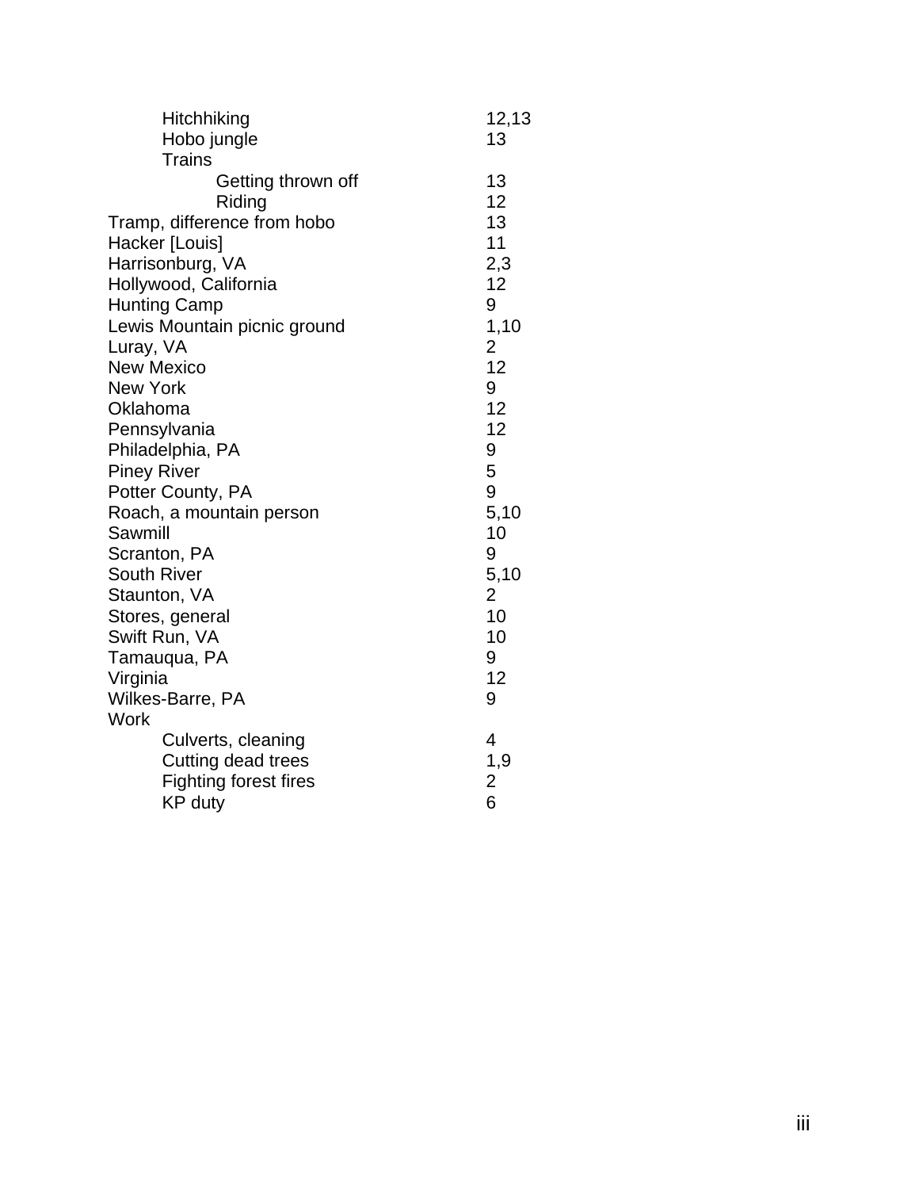- Hitchhiking 12,13
- Hobo jungle 13
- Trains
  - Getting thrown off 13
  - Riding 12

Tramp, difference from hobo 13
Hacker [Louis] 11
Harrisonburg, VA 2,3
Hollywood, California 12
Hunting Camp 9
Lewis Mountain picnic ground 1,10
Luray, VA 2
New Mexico 12
New York 9
Oklahoma 12
Pennsylvania 12
Philadelphia, PA 9
Piney River 5
Potter County, PA 9
Roach, a mountain person 5,10
Sawmill 10
Scranton, PA 9
South River 5,10
Staunton, VA 2
Stores, general 10
Swift Run, VA 10
Tamauqua, PA 9
Virginia 12
Wilkes-Barre, PA 9
Work

- Culverts, cleaning 4
- Cutting dead trees 1,9
- Fighting forest fires 2
- KP duty 6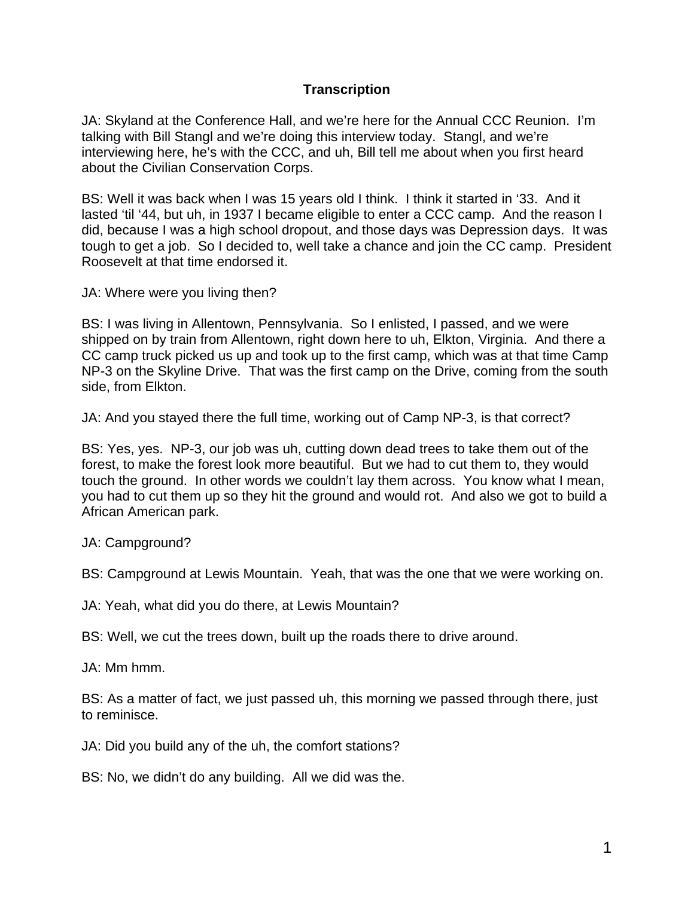**Transcription**

JA: Skyland at the Conference Hall, and we're here for the Annual CCC Reunion. I'm talking with Bill Stangl and we're doing this interview today. Stangl, and we're interviewing here, he's with the CCC, and uh, Bill tell me about when you first heard about the Civilian Conservation Corps.

BS: Well it was back when I was 15 years old I think. I think it started in '33. And it lasted 'til '44, but uh, in 1937 I became eligible to enter a CCC camp. And the reason I did, because I was a high school dropout, and those days was Depression days. It was tough to get a job. So I decided to, well take a chance and join the CC camp. President Roosevelt at that time endorsed it.

JA: Where were you living then?

BS: I was living in Allentown, Pennsylvania. So I enlisted, I passed, and we were shipped on by train from Allentown, right down here to uh, Elkton, Virginia. And there a CC camp truck picked us up and took up to the first camp, which was at that time Camp NP-3 on the Skyline Drive. That was the first camp on the Drive, coming from the south side, from Elkton.

JA: And you stayed there the full time, working out of Camp NP-3, is that correct?

BS: Yes, yes. NP-3, our job was uh, cutting down dead trees to take them out of the forest, to make the forest look more beautiful. But we had to cut them to, they would touch the ground. In other words we couldn't lay them across. You know what I mean, you had to cut them up so they hit the ground and would rot. And also we got to build a African American park.

JA: Campground?

BS: Campground at Lewis Mountain. Yeah, that was the one that we were working on.

JA: Yeah, what did you do there, at Lewis Mountain?

BS: Well, we cut the trees down, built up the roads there to drive around.

JA: Mm hmm.

BS: As a matter of fact, we just passed uh, this morning we passed through there, just to reminisce.

JA: Did you build any of the uh, the comfort stations?

BS: No, we didn't do any building. All we did was the.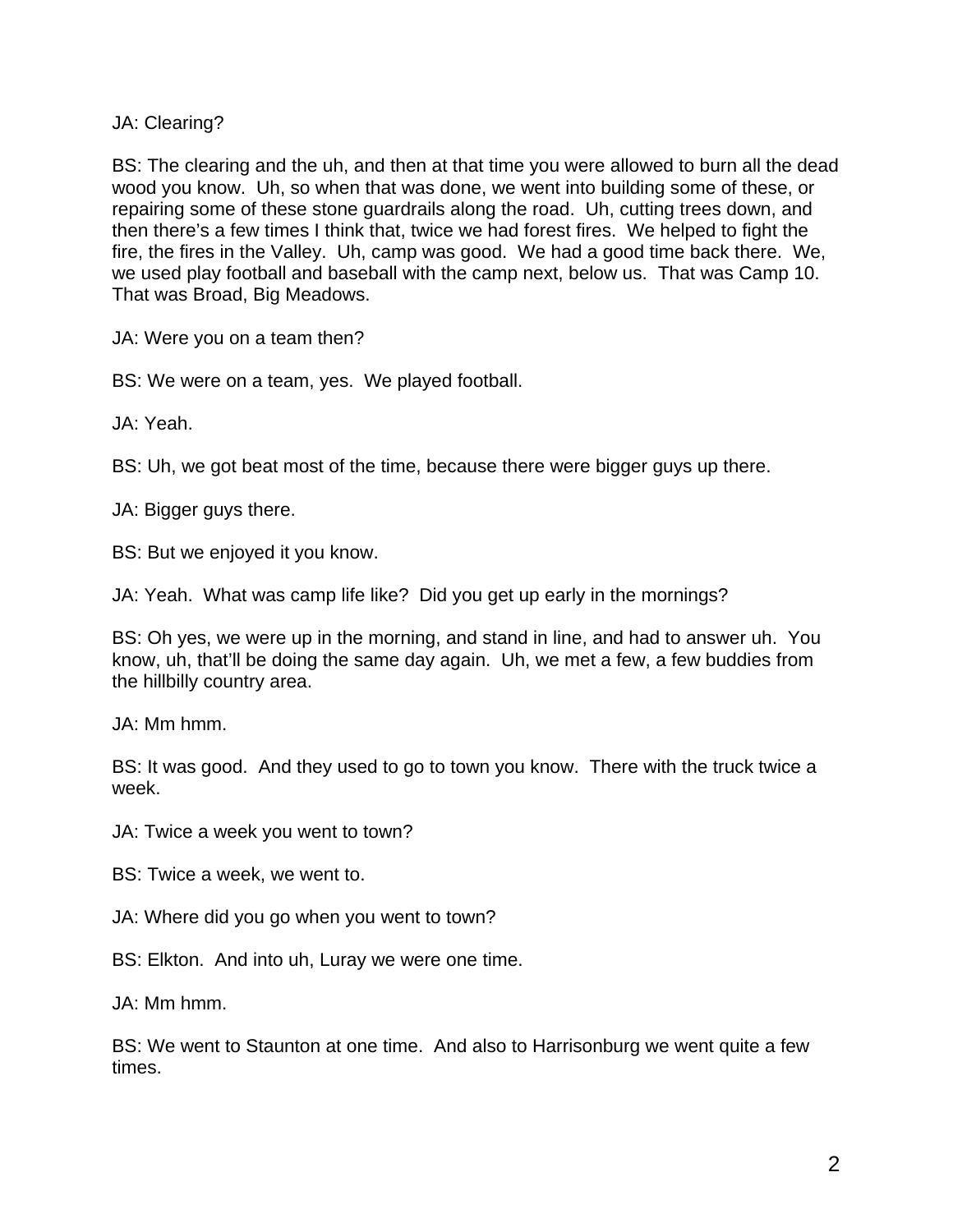JA: Clearing?

BS: The clearing and the uh, and then at that time you were allowed to burn all the dead wood you know.  Uh, so when that was done, we went into building some of these, or repairing some of these stone guardrails along the road.  Uh, cutting trees down, and then there's a few times I think that, twice we had forest fires.  We helped to fight the fire, the fires in the Valley.  Uh, camp was good.  We had a good time back there.  We, we used play football and baseball with the camp next, below us.  That was Camp 10.  That was Broad, Big Meadows.

JA: Were you on a team then?

BS: We were on a team, yes.  We played football.

JA: Yeah.

BS: Uh, we got beat most of the time, because there were bigger guys up there.

JA: Bigger guys there.

BS: But we enjoyed it you know.

JA: Yeah.  What was camp life like?  Did you get up early in the mornings?

BS: Oh yes, we were up in the morning, and stand in line, and had to answer uh.  You know, uh, that'll be doing the same day again.  Uh, we met a few, a few buddies from the hillbilly country area.

JA: Mm hmm.

BS: It was good.  And they used to go to town you know.  There with the truck twice a week.

JA: Twice a week you went to town?

BS: Twice a week, we went to.

JA: Where did you go when you went to town?

BS: Elkton.  And into uh, Luray we were one time.

JA: Mm hmm.

BS: We went to Staunton at one time.  And also to Harrisonburg we went quite a few times.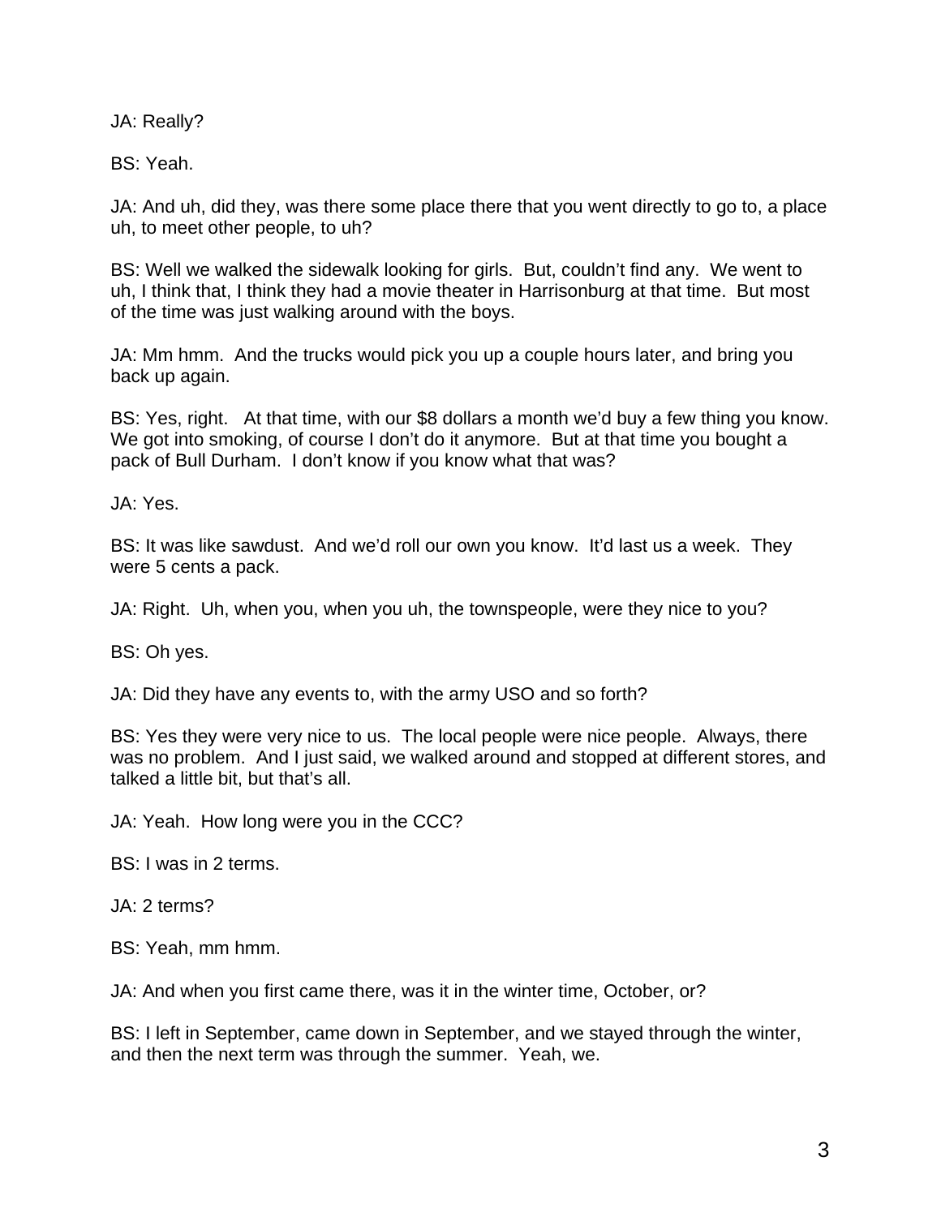JA: Really?

BS: Yeah.

JA: And uh, did they, was there some place there that you went directly to go to, a place uh, to meet other people, to uh?

BS: Well we walked the sidewalk looking for girls. But, couldn't find any. We went to uh, I think that, I think they had a movie theater in Harrisonburg at that time. But most of the time was just walking around with the boys.

JA: Mm hmm. And the trucks would pick you up a couple hours later, and bring you back up again.

BS: Yes, right. At that time, with our $8 dollars a month we'd buy a few thing you know. We got into smoking, of course I don't do it anymore. But at that time you bought a pack of Bull Durham. I don't know if you know what that was?

JA: Yes.

BS: It was like sawdust. And we'd roll our own you know. It'd last us a week. They were 5 cents a pack.

JA: Right. Uh, when you, when you uh, the townspeople, were they nice to you?

BS: Oh yes.

JA: Did they have any events to, with the army USO and so forth?

BS: Yes they were very nice to us. The local people were nice people. Always, there was no problem. And I just said, we walked around and stopped at different stores, and talked a little bit, but that's all.

JA: Yeah. How long were you in the CCC?

BS: I was in 2 terms.

JA: 2 terms?

BS: Yeah, mm hmm.

JA: And when you first came there, was it in the winter time, October, or?

BS: I left in September, came down in September, and we stayed through the winter, and then the next term was through the summer. Yeah, we.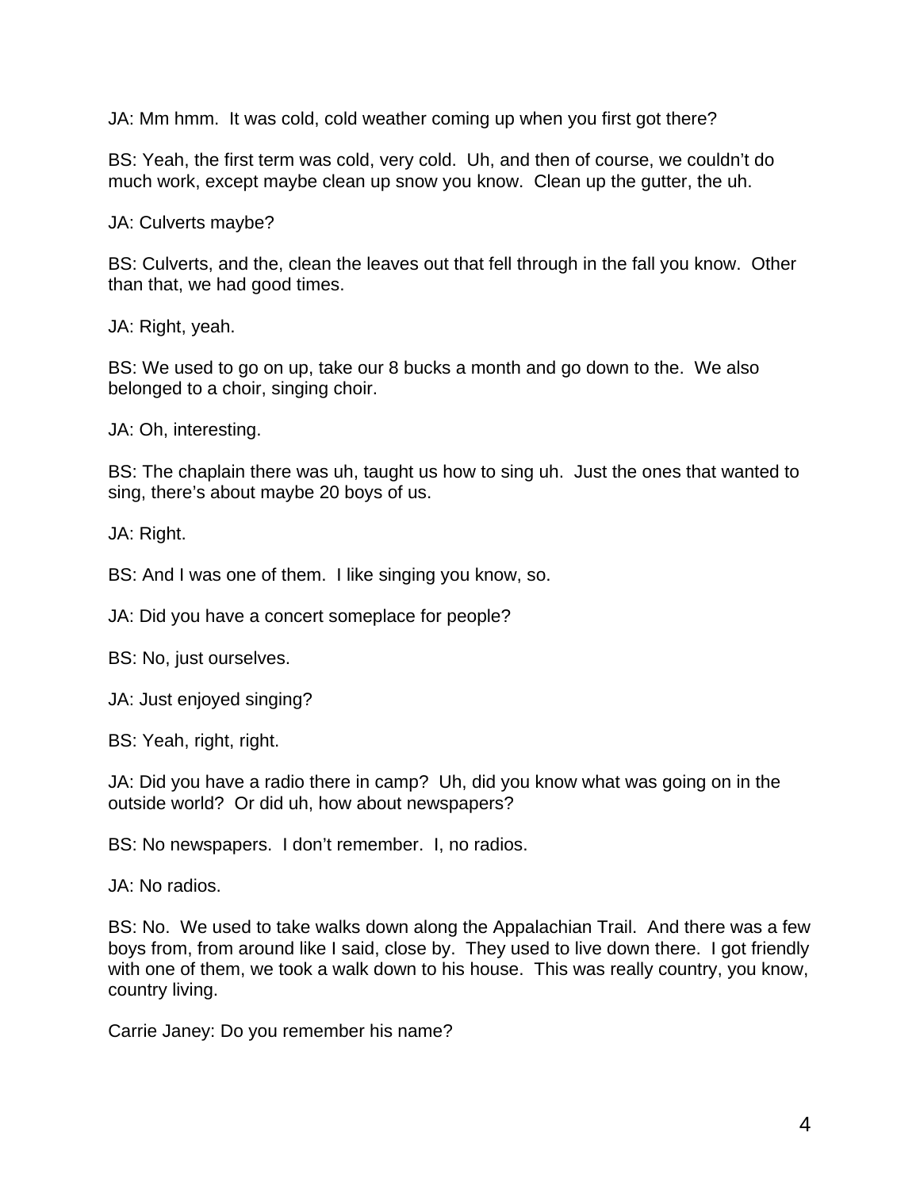JA: Mm hmm. It was cold, cold weather coming up when you first got there?

BS: Yeah, the first term was cold, very cold. Uh, and then of course, we couldn't do much work, except maybe clean up snow you know. Clean up the gutter, the uh.

JA: Culverts maybe?

BS: Culverts, and the, clean the leaves out that fell through in the fall you know. Other than that, we had good times.

JA: Right, yeah.

BS: We used to go on up, take our 8 bucks a month and go down to the. We also belonged to a choir, singing choir.

JA: Oh, interesting.

BS: The chaplain there was uh, taught us how to sing uh. Just the ones that wanted to sing, there's about maybe 20 boys of us.

JA: Right.

BS: And I was one of them. I like singing you know, so.

JA: Did you have a concert someplace for people?

BS: No, just ourselves.

JA: Just enjoyed singing?

BS: Yeah, right, right.

JA: Did you have a radio there in camp? Uh, did you know what was going on in the outside world? Or did uh, how about newspapers?

BS: No newspapers. I don't remember. I, no radios.

JA: No radios.

BS: No. We used to take walks down along the Appalachian Trail. And there was a few boys from, from around like I said, close by. They used to live down there. I got friendly with one of them, we took a walk down to his house. This was really country, you know, country living.

Carrie Janey: Do you remember his name?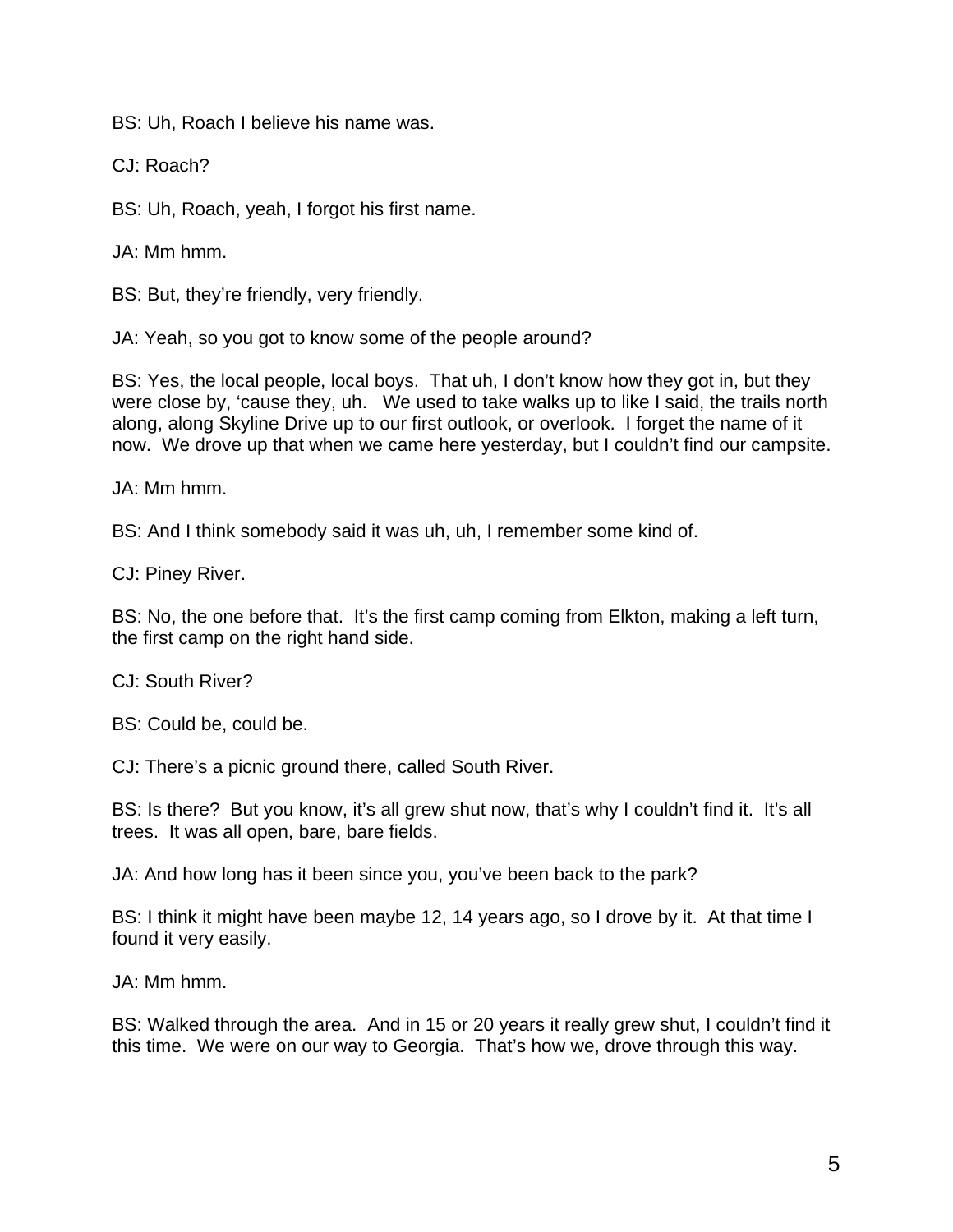BS: Uh, Roach I believe his name was.

CJ: Roach?

BS: Uh, Roach, yeah, I forgot his first name.

JA: Mm hmm.

BS: But, they're friendly, very friendly.

JA: Yeah, so you got to know some of the people around?

BS: Yes, the local people, local boys. That uh, I don't know how they got in, but they were close by, 'cause they, uh. We used to take walks up to like I said, the trails north along, along Skyline Drive up to our first outlook, or overlook. I forget the name of it now. We drove up that when we came here yesterday, but I couldn't find our campsite.

JA: Mm hmm.

BS: And I think somebody said it was uh, uh, I remember some kind of.

CJ: Piney River.

BS: No, the one before that. It's the first camp coming from Elkton, making a left turn, the first camp on the right hand side.

CJ: South River?

BS: Could be, could be.

CJ: There's a picnic ground there, called South River.

BS: Is there? But you know, it's all grew shut now, that's why I couldn't find it. It's all trees. It was all open, bare, bare fields.

JA: And how long has it been since you, you've been back to the park?

BS: I think it might have been maybe 12, 14 years ago, so I drove by it. At that time I found it very easily.

JA: Mm hmm.

BS: Walked through the area. And in 15 or 20 years it really grew shut, I couldn't find it this time. We were on our way to Georgia. That's how we, drove through this way.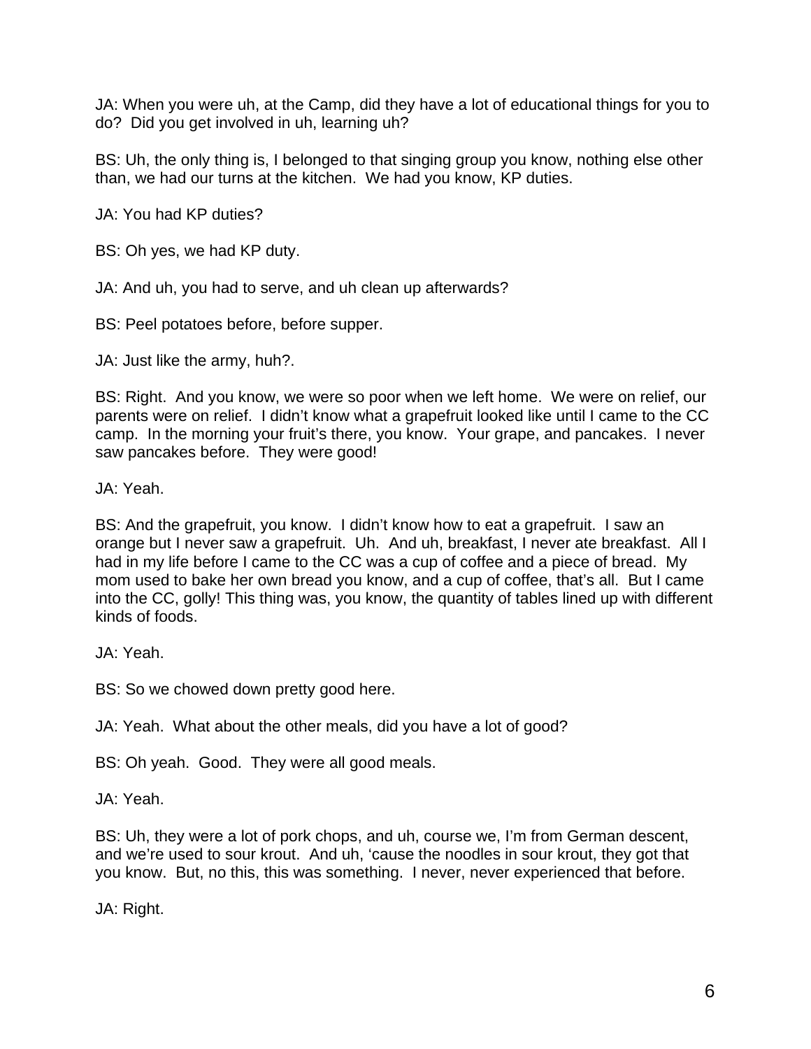JA: When you were uh, at the Camp, did they have a lot of educational things for you to do? Did you get involved in uh, learning uh?

BS: Uh, the only thing is, I belonged to that singing group you know, nothing else other than, we had our turns at the kitchen. We had you know, KP duties.

JA: You had KP duties?

BS: Oh yes, we had KP duty.

JA: And uh, you had to serve, and uh clean up afterwards?

BS: Peel potatoes before, before supper.

JA: Just like the army, huh?.

BS: Right. And you know, we were so poor when we left home. We were on relief, our parents were on relief. I didn't know what a grapefruit looked like until I came to the CC camp. In the morning your fruit's there, you know. Your grape, and pancakes. I never saw pancakes before. They were good!

JA: Yeah.

BS: And the grapefruit, you know. I didn't know how to eat a grapefruit. I saw an orange but I never saw a grapefruit. Uh. And uh, breakfast, I never ate breakfast. All I had in my life before I came to the CC was a cup of coffee and a piece of bread. My mom used to bake her own bread you know, and a cup of coffee, that's all. But I came into the CC, golly! This thing was, you know, the quantity of tables lined up with different kinds of foods.

JA: Yeah.

BS: So we chowed down pretty good here.

JA: Yeah. What about the other meals, did you have a lot of good?

BS: Oh yeah. Good. They were all good meals.

JA: Yeah.

BS: Uh, they were a lot of pork chops, and uh, course we, I'm from German descent, and we're used to sour krout. And uh, 'cause the noodles in sour krout, they got that you know. But, no this, this was something. I never, never experienced that before.

JA: Right.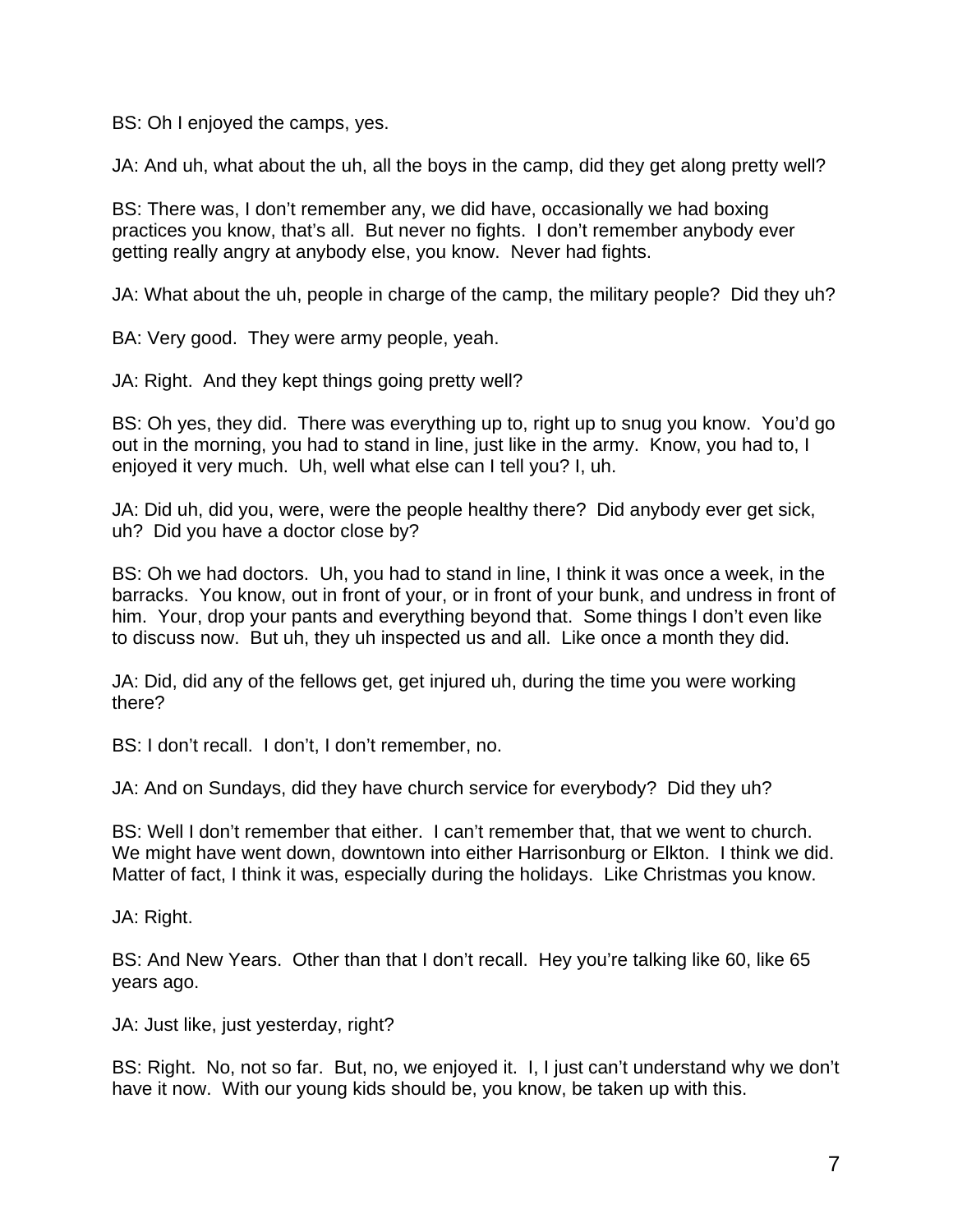BS: Oh I enjoyed the camps, yes.

JA: And uh, what about the uh, all the boys in the camp, did they get along pretty well?

BS: There was, I don't remember any, we did have, occasionally we had boxing practices you know, that's all. But never no fights. I don't remember anybody ever getting really angry at anybody else, you know. Never had fights.

JA: What about the uh, people in charge of the camp, the military people? Did they uh?

BA: Very good. They were army people, yeah.

JA: Right. And they kept things going pretty well?

BS: Oh yes, they did. There was everything up to, right up to snug you know. You'd go out in the morning, you had to stand in line, just like in the army. Know, you had to, I enjoyed it very much. Uh, well what else can I tell you? I, uh.

JA: Did uh, did you, were, were the people healthy there? Did anybody ever get sick, uh? Did you have a doctor close by?

BS: Oh we had doctors. Uh, you had to stand in line, I think it was once a week, in the barracks. You know, out in front of your, or in front of your bunk, and undress in front of him. Your, drop your pants and everything beyond that. Some things I don't even like to discuss now. But uh, they uh inspected us and all. Like once a month they did.

JA: Did, did any of the fellows get, get injured uh, during the time you were working there?

BS: I don't recall. I don't, I don't remember, no.

JA: And on Sundays, did they have church service for everybody? Did they uh?

BS: Well I don't remember that either. I can't remember that, that we went to church. We might have went down, downtown into either Harrisonburg or Elkton. I think we did. Matter of fact, I think it was, especially during the holidays. Like Christmas you know.

JA: Right.

BS: And New Years. Other than that I don't recall. Hey you're talking like 60, like 65 years ago.

JA: Just like, just yesterday, right?

BS: Right. No, not so far. But, no, we enjoyed it. I, I just can't understand why we don't have it now. With our young kids should be, you know, be taken up with this.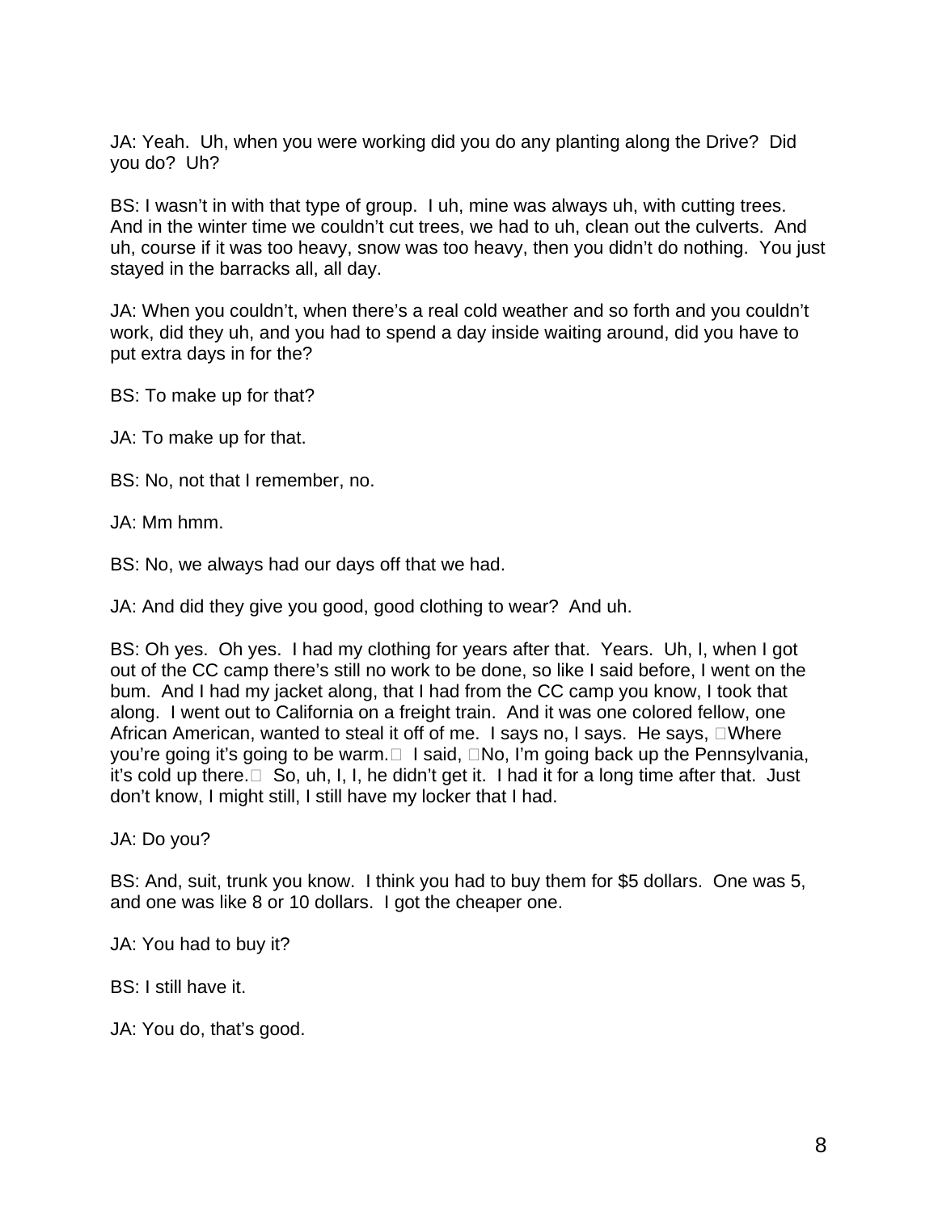JA: Yeah. Uh, when you were working did you do any planting along the Drive? Did you do? Uh?

BS: I wasn't in with that type of group. I uh, mine was always uh, with cutting trees. And in the winter time we couldn't cut trees, we had to uh, clean out the culverts. And uh, course if it was too heavy, snow was too heavy, then you didn't do nothing. You just stayed in the barracks all, all day.

JA: When you couldn't, when there's a real cold weather and so forth and you couldn't work, did they uh, and you had to spend a day inside waiting around, did you have to put extra days in for the?

BS: To make up for that?

JA: To make up for that.

BS: No, not that I remember, no.

JA: Mm hmm.

BS: No, we always had our days off that we had.

JA: And did they give you good, good clothing to wear? And uh.

BS: Oh yes. Oh yes. I had my clothing for years after that. Years. Uh, I, when I got out of the CC camp there's still no work to be done, so like I said before, I went on the bum. And I had my jacket along, that I had from the CC camp you know, I took that along. I went out to California on a freight train. And it was one colored fellow, one African American, wanted to steal it off of me. I says no, I says. He says, "Where you're going it's going to be warm." I said, "No, I'm going back up the Pennsylvania, it's cold up there." So, uh, I, I, he didn't get it. I had it for a long time after that. Just don't know, I might still, I still have my locker that I had.

JA: Do you?

BS: And, suit, trunk you know. I think you had to buy them for $5 dollars. One was 5, and one was like 8 or 10 dollars. I got the cheaper one.

JA: You had to buy it?

BS: I still have it.

JA: You do, that's good.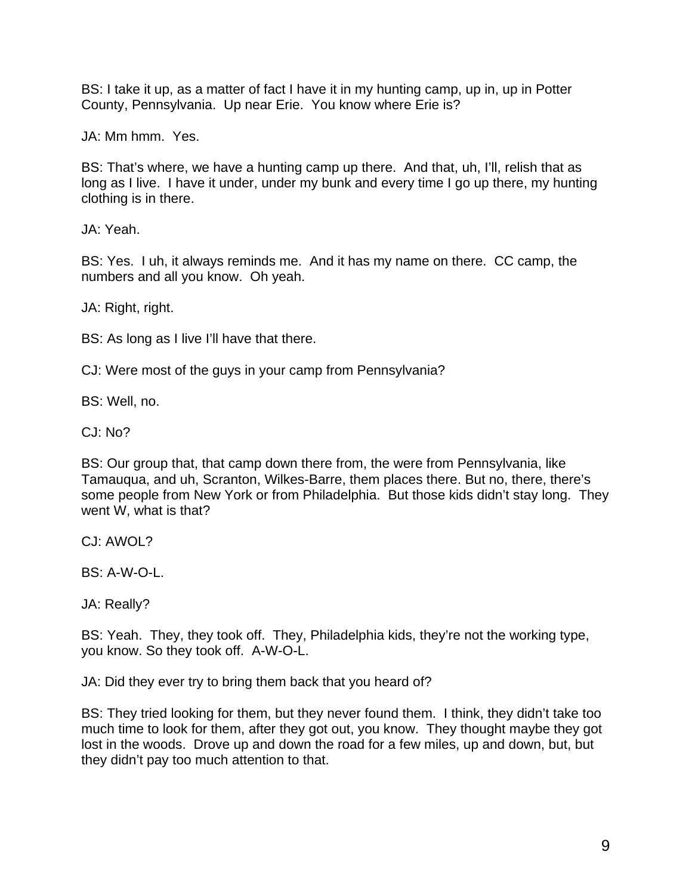BS: I take it up, as a matter of fact I have it in my hunting camp, up in, up in Potter County, Pennsylvania. Up near Erie. You know where Erie is?

JA: Mm hmm. Yes.

BS: That's where, we have a hunting camp up there. And that, uh, I'll, relish that as long as I live. I have it under, under my bunk and every time I go up there, my hunting clothing is in there.

JA: Yeah.

BS: Yes. I uh, it always reminds me. And it has my name on there. CC camp, the numbers and all you know. Oh yeah.

JA: Right, right.

BS: As long as I live I'll have that there.

CJ: Were most of the guys in your camp from Pennsylvania?

BS: Well, no.

CJ: No?

BS: Our group that, that camp down there from, the were from Pennsylvania, like Tamauqua, and uh, Scranton, Wilkes-Barre, them places there. But no, there, there's some people from New York or from Philadelphia. But those kids didn't stay long. They went W, what is that?

CJ: AWOL?

BS: A-W-O-L.

JA: Really?

BS: Yeah. They, they took off. They, Philadelphia kids, they're not the working type, you know. So they took off. A-W-O-L.

JA: Did they ever try to bring them back that you heard of?

BS: They tried looking for them, but they never found them. I think, they didn't take too much time to look for them, after they got out, you know. They thought maybe they got lost in the woods. Drove up and down the road for a few miles, up and down, but, but they didn't pay too much attention to that.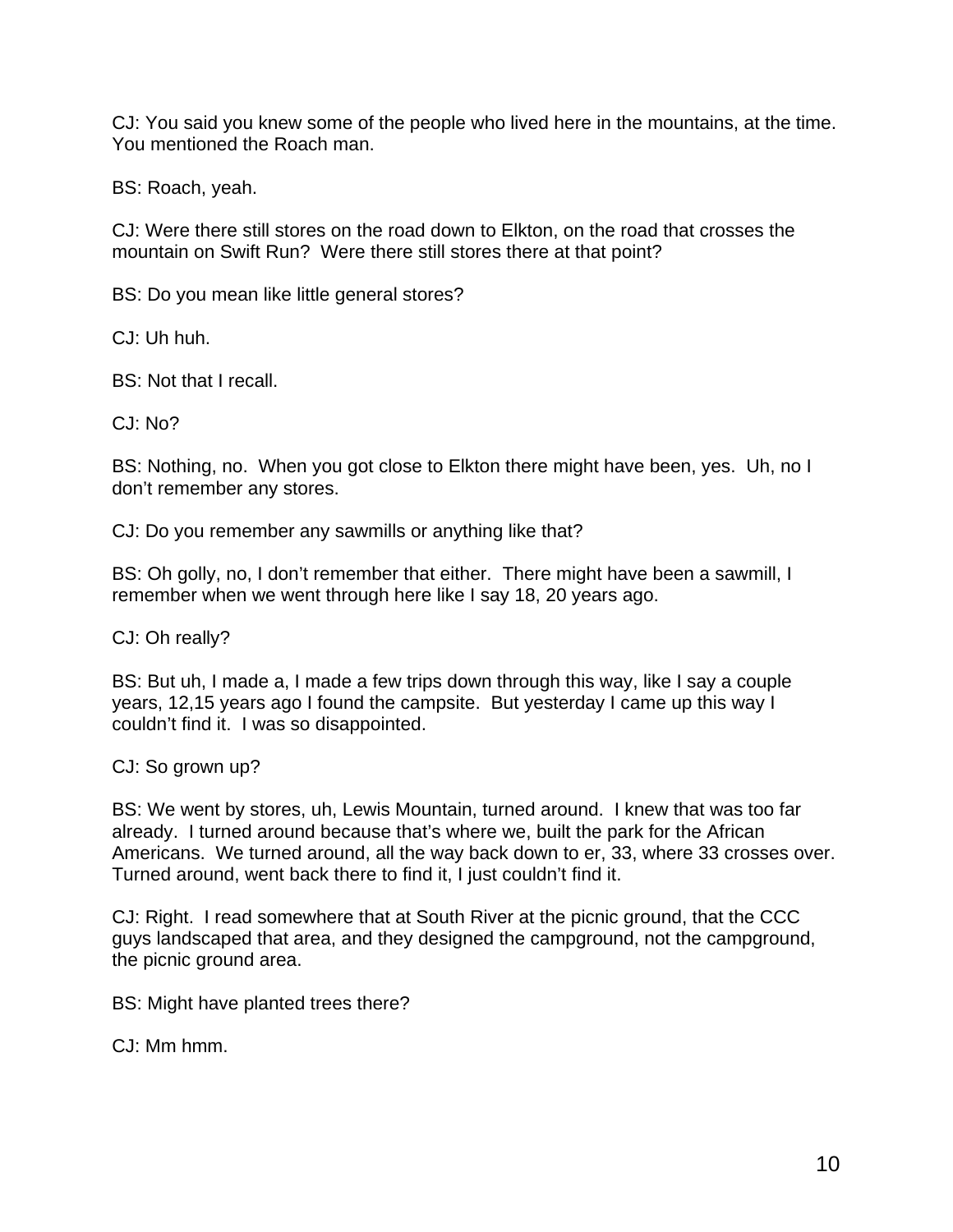CJ: You said you knew some of the people who lived here in the mountains, at the time. You mentioned the Roach man.

BS: Roach, yeah.

CJ: Were there still stores on the road down to Elkton, on the road that crosses the mountain on Swift Run? Were there still stores there at that point?

BS: Do you mean like little general stores?

CJ: Uh huh.

BS: Not that I recall.

CJ: No?

BS: Nothing, no. When you got close to Elkton there might have been, yes. Uh, no I don't remember any stores.

CJ: Do you remember any sawmills or anything like that?

BS: Oh golly, no, I don't remember that either. There might have been a sawmill, I remember when we went through here like I say 18, 20 years ago.

CJ: Oh really?

BS: But uh, I made a, I made a few trips down through this way, like I say a couple years, 12,15 years ago I found the campsite. But yesterday I came up this way I couldn't find it. I was so disappointed.

CJ: So grown up?

BS: We went by stores, uh, Lewis Mountain, turned around. I knew that was too far already. I turned around because that's where we, built the park for the African Americans. We turned around, all the way back down to er, 33, where 33 crosses over. Turned around, went back there to find it, I just couldn't find it.

CJ: Right. I read somewhere that at South River at the picnic ground, that the CCC guys landscaped that area, and they designed the campground, not the campground, the picnic ground area.

BS: Might have planted trees there?

CJ: Mm hmm.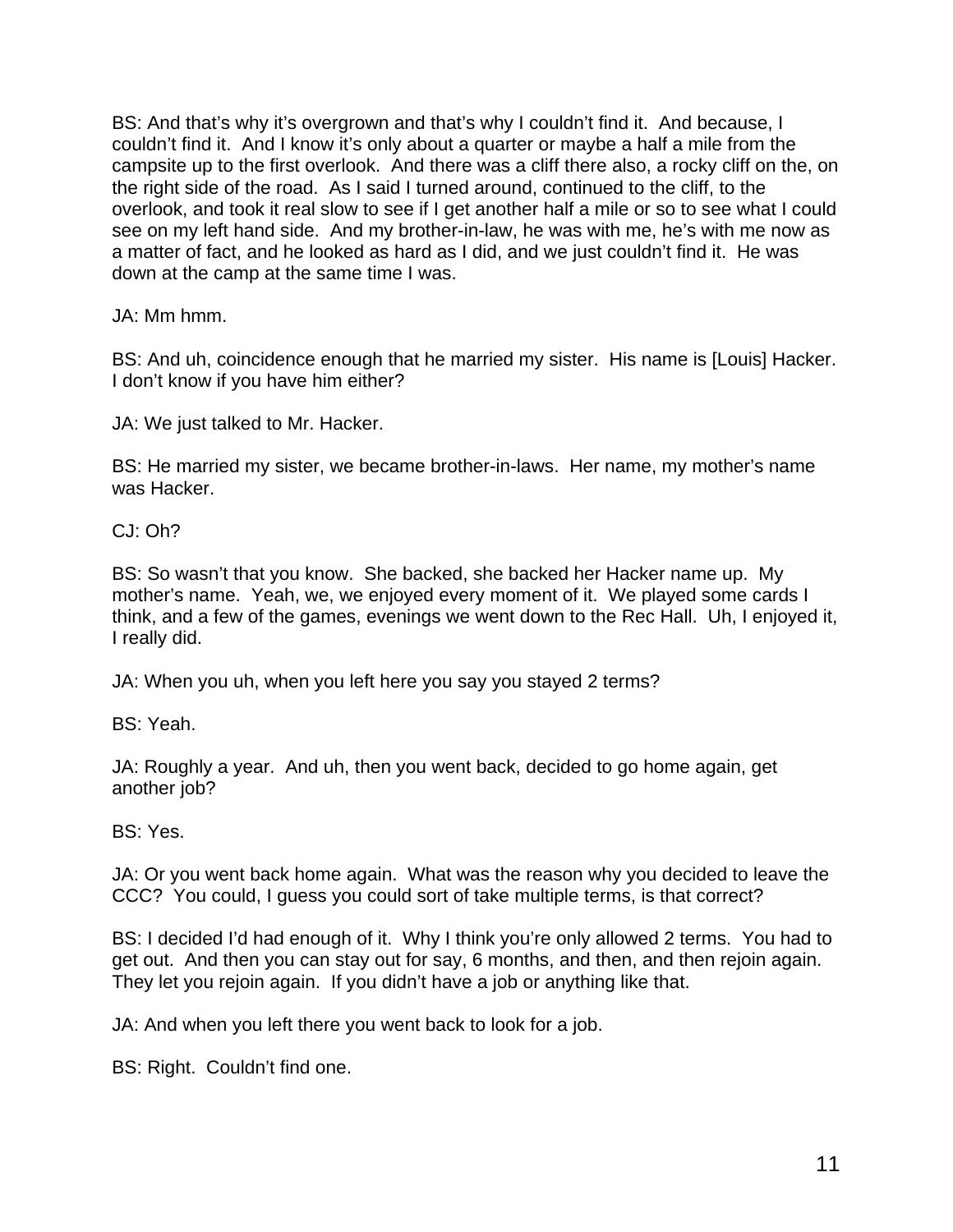BS: And that's why it's overgrown and that's why I couldn't find it. And because, I couldn't find it. And I know it's only about a quarter or maybe a half a mile from the campsite up to the first overlook. And there was a cliff there also, a rocky cliff on the, on the right side of the road. As I said I turned around, continued to the cliff, to the overlook, and took it real slow to see if I get another half a mile or so to see what I could see on my left hand side. And my brother-in-law, he was with me, he's with me now as a matter of fact, and he looked as hard as I did, and we just couldn't find it. He was down at the camp at the same time I was.

JA: Mm hmm.

BS: And uh, coincidence enough that he married my sister. His name is [Louis] Hacker. I don't know if you have him either?

JA: We just talked to Mr. Hacker.

BS: He married my sister, we became brother-in-laws. Her name, my mother's name was Hacker.

CJ: Oh?

BS: So wasn't that you know. She backed, she backed her Hacker name up. My mother's name. Yeah, we, we enjoyed every moment of it. We played some cards I think, and a few of the games, evenings we went down to the Rec Hall. Uh, I enjoyed it, I really did.

JA: When you uh, when you left here you say you stayed 2 terms?

BS: Yeah.

JA: Roughly a year. And uh, then you went back, decided to go home again, get another job?

BS: Yes.

JA: Or you went back home again. What was the reason why you decided to leave the CCC? You could, I guess you could sort of take multiple terms, is that correct?

BS: I decided I'd had enough of it. Why I think you're only allowed 2 terms. You had to get out. And then you can stay out for say, 6 months, and then, and then rejoin again. They let you rejoin again. If you didn't have a job or anything like that.

JA: And when you left there you went back to look for a job.

BS: Right. Couldn't find one.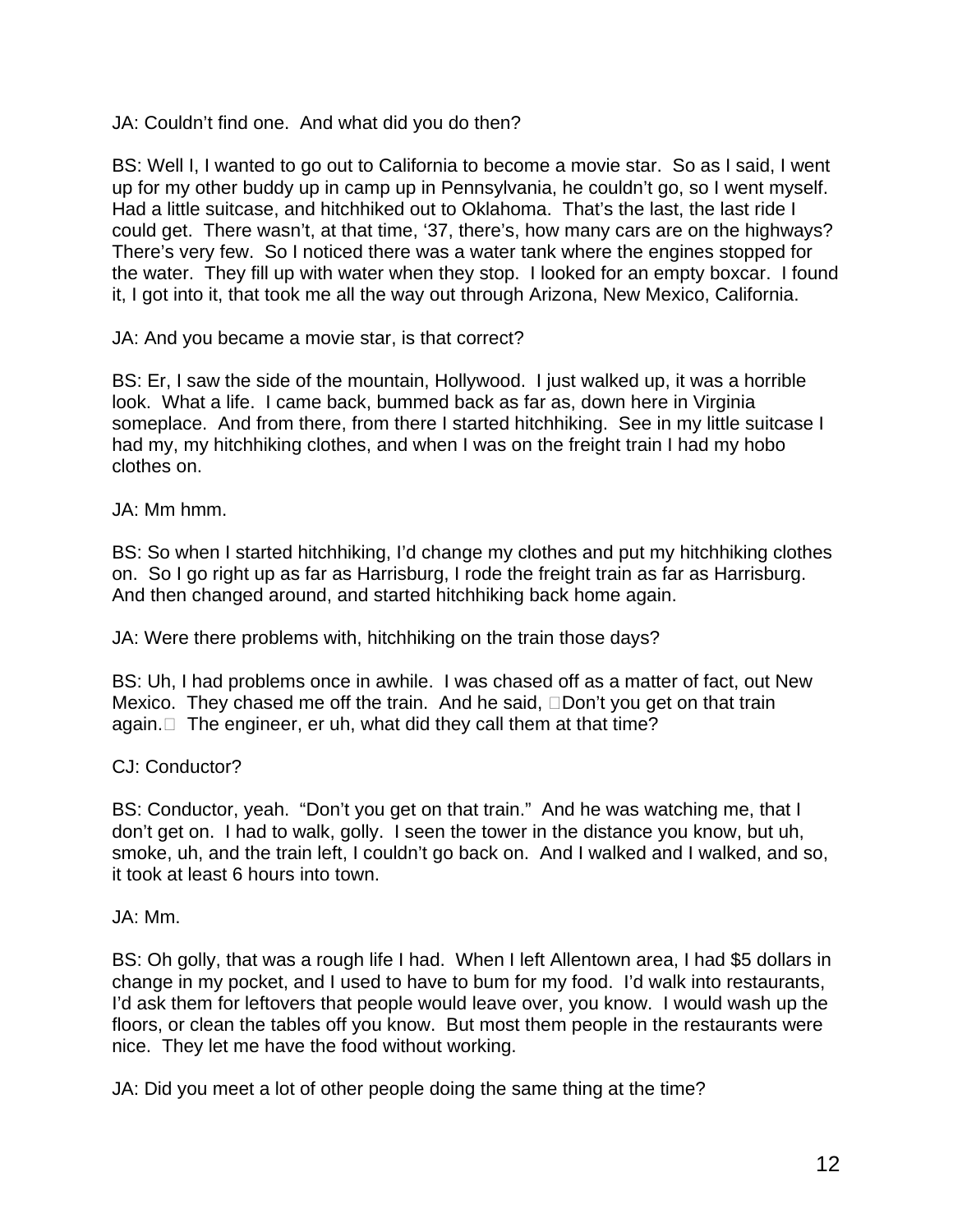JA: Couldn't find one. And what did you do then?

BS: Well I, I wanted to go out to California to become a movie star. So as I said, I went up for my other buddy up in camp up in Pennsylvania, he couldn't go, so I went myself. Had a little suitcase, and hitchhiked out to Oklahoma. That's the last, the last ride I could get. There wasn't, at that time, '37, there's, how many cars are on the highways? There's very few. So I noticed there was a water tank where the engines stopped for the water. They fill up with water when they stop. I looked for an empty boxcar. I found it, I got into it, that took me all the way out through Arizona, New Mexico, California.

JA: And you became a movie star, is that correct?

BS: Er, I saw the side of the mountain, Hollywood. I just walked up, it was a horrible look. What a life. I came back, bummed back as far as, down here in Virginia someplace. And from there, from there I started hitchhiking. See in my little suitcase I had my, my hitchhiking clothes, and when I was on the freight train I had my hobo clothes on.

JA: Mm hmm.

BS: So when I started hitchhiking, I'd change my clothes and put my hitchhiking clothes on. So I go right up as far as Harrisburg, I rode the freight train as far as Harrisburg. And then changed around, and started hitchhiking back home again.

JA: Were there problems with, hitchhiking on the train those days?

BS: Uh, I had problems once in awhile. I was chased off as a matter of fact, out New Mexico. They chased me off the train. And he said, "Don't you get on that train again." The engineer, er uh, what did they call them at that time?

CJ: Conductor?

BS: Conductor, yeah. "Don't you get on that train." And he was watching me, that I don't get on. I had to walk, golly. I seen the tower in the distance you know, but uh, smoke, uh, and the train left, I couldn't go back on. And I walked and I walked, and so, it took at least 6 hours into town.

JA: Mm.

BS: Oh golly, that was a rough life I had. When I left Allentown area, I had $5 dollars in change in my pocket, and I used to have to bum for my food. I'd walk into restaurants, I'd ask them for leftovers that people would leave over, you know. I would wash up the floors, or clean the tables off you know. But most them people in the restaurants were nice. They let me have the food without working.

JA: Did you meet a lot of other people doing the same thing at the time?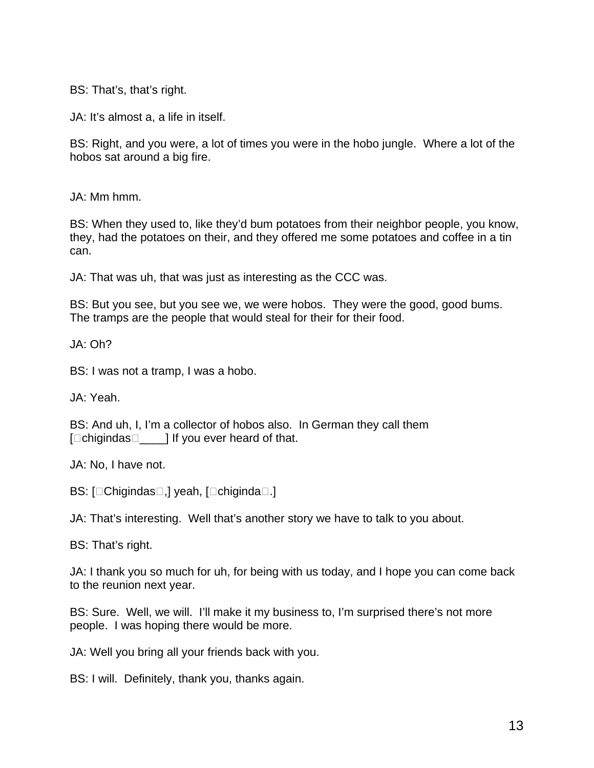BS: That's, that's right.

JA: It's almost a, a life in itself.

BS: Right, and you were, a lot of times you were in the hobo jungle. Where a lot of the hobos sat around a big fire.

JA: Mm hmm.

BS: When they used to, like they'd bum potatoes from their neighbor people, you know, they, had the potatoes on their, and they offered me some potatoes and coffee in a tin can.

JA: That was uh, that was just as interesting as the CCC was.

BS: But you see, but you see we, we were hobos. They were the good, good bums. The tramps are the people that would steal for their for their food.

JA: Oh?

BS: I was not a tramp, I was a hobo.

JA: Yeah.

BS: And uh, I, I'm a collector of hobos also. In German they call them [chigindas____] If you ever heard of that.

JA: No, I have not.

BS: [Chigindas,] yeah, [chiginda.]

JA: That's interesting. Well that's another story we have to talk to you about.

BS: That's right.

JA: I thank you so much for uh, for being with us today, and I hope you can come back to the reunion next year.

BS: Sure. Well, we will. I'll make it my business to, I'm surprised there's not more people. I was hoping there would be more.

JA: Well you bring all your friends back with you.

BS: I will. Definitely, thank you, thanks again.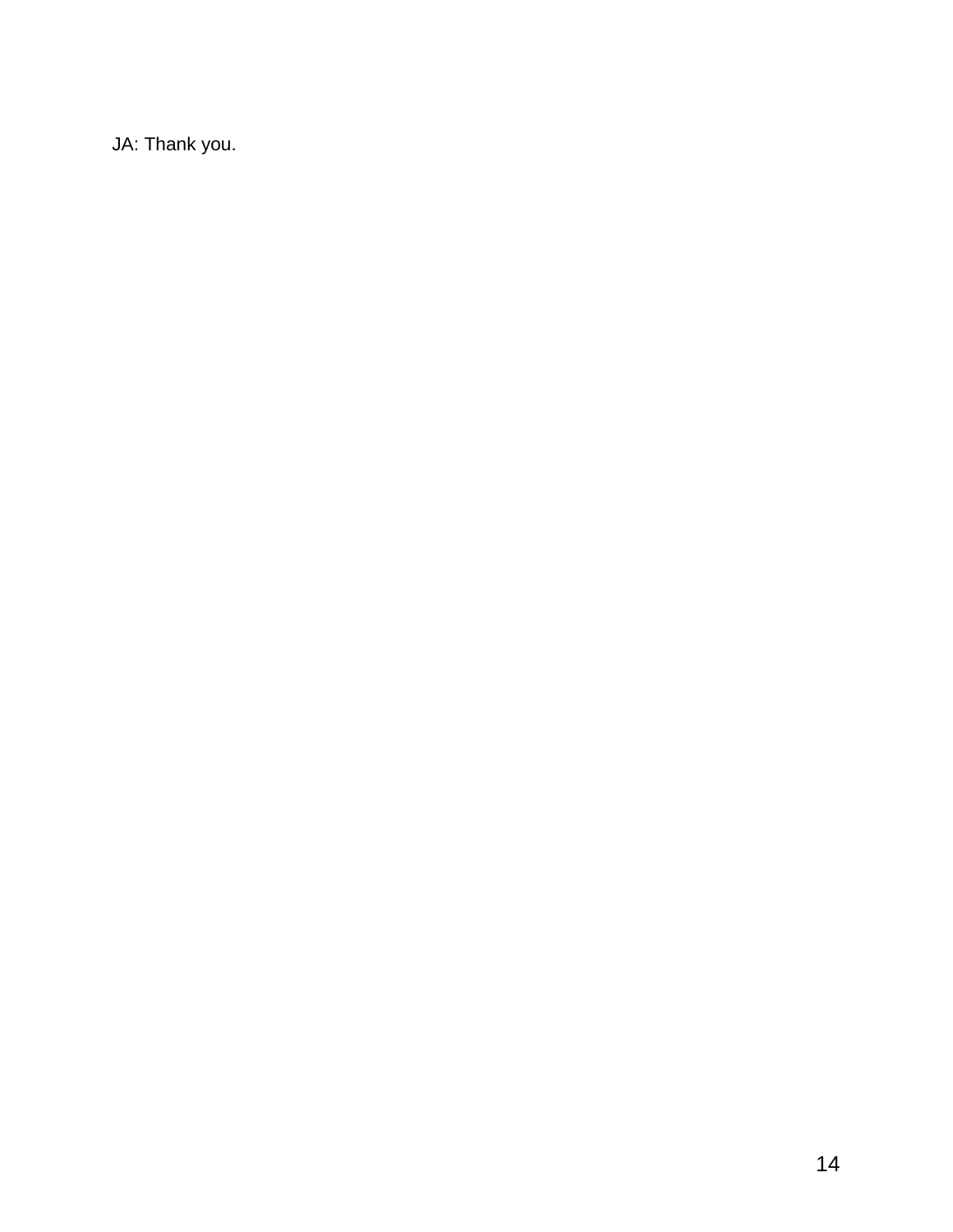JA: Thank you.